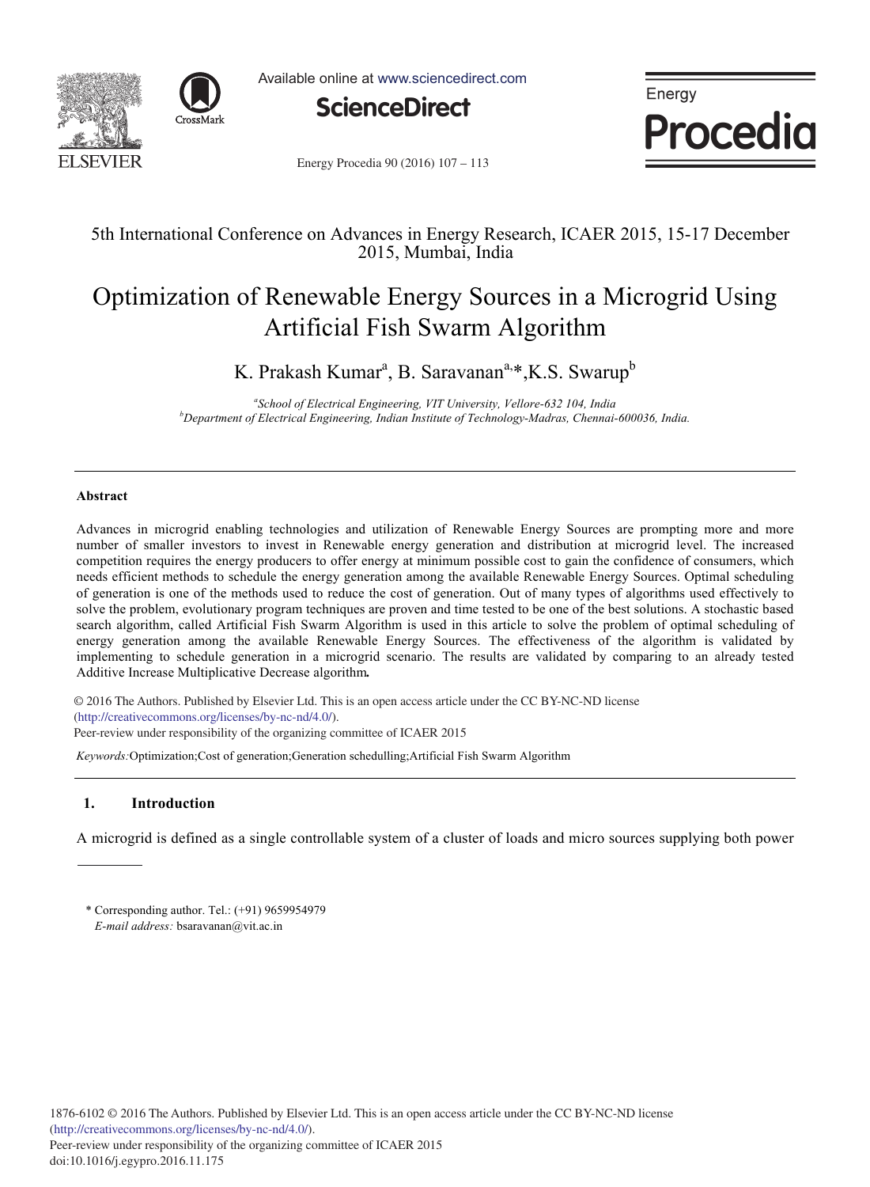5th International Conference on Advances in Energy Research, ICAER 2015, 15-17 December 2015, Mumbai, India

# Optimization of Renewable Energy Sources in a Microgrid Using Artificial Fish Swarm Algorithm

K. Prakash Kumar[a], B. Saravanan[a,*], K.S. Swarup[b]

[a]*School of Electrical Engineering, VIT University, Vellore-632 104, India*
[b]*Department of Electrical Engineering, Indian Institute of Technology-Madras, Chennai-600036, India.*

---

**Abstract**

Advances in microgrid enabling technologies and utilization of Renewable Energy Sources are prompting more and more number of smaller investors to invest in Renewable energy generation and distribution at microgrid level. The increased competition requires the energy producers to offer energy at minimum possible cost to gain the confidence of consumers, which needs efficient methods to schedule the energy generation among the available Renewable Energy Sources. Optimal scheduling of generation is one of the methods used to reduce the cost of generation. Out of many types of algorithms used effectively to solve the problem, evolutionary program techniques are proven and time tested to be one of the best solutions. A stochastic based search algorithm, called Artificial Fish Swarm Algorithm is used in this article to solve the problem of optimal scheduling of energy generation among the available Renewable Energy Sources. The effectiveness of the algorithm is validated by implementing to schedule generation in a microgrid scenario. The results are validated by comparing to an already tested Additive Increase Multiplicative Decrease algorithm**.**

© 2016 The Authors. Published by Elsevier Ltd. This is an open access article under the CC BY-NC-ND license (http://creativecommons.org/licenses/by-nc-nd/4.0/).
Peer-review under responsibility of the organizing committee of ICAER 2015

*Keywords:* Optimization;Cost of generation;Generation schedulling;Artificial Fish Swarm Algorithm

---

## 1. Introduction

A microgrid is defined as a single controllable system of a cluster of loads and micro sources supplying both power

\* Corresponding author. Tel.: (+91) 9659954979
*E-mail address:* bsaravanan@vit.ac.in

1876-6102 © 2016 The Authors. Published by Elsevier Ltd. This is an open access article under the CC BY-NC-ND license (http://creativecommons.org/licenses/by-nc-nd/4.0/).
Peer-review under responsibility of the organizing committee of ICAER 2015
doi:10.1016/j.egypro.2016.11.175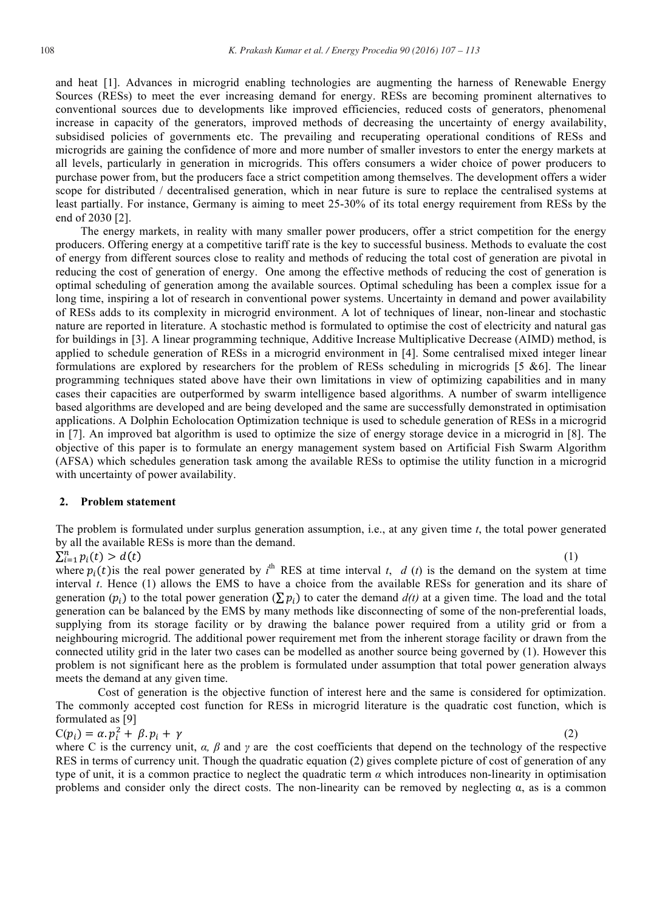and heat [1]. Advances in microgrid enabling technologies are augmenting the harness of Renewable Energy Sources (RESs) to meet the ever increasing demand for energy. RESs are becoming prominent alternatives to conventional sources due to developments like improved efficiencies, reduced costs of generators, phenomenal increase in capacity of the generators, improved methods of decreasing the uncertainty of energy availability, subsidised policies of governments etc. The prevailing and recuperating operational conditions of RESs and microgrids are gaining the confidence of more and more number of smaller investors to enter the energy markets at all levels, particularly in generation in microgrids. This offers consumers a wider choice of power producers to purchase power from, but the producers face a strict competition among themselves. The development offers a wider scope for distributed / decentralised generation, which in near future is sure to replace the centralised systems at least partially. For instance, Germany is aiming to meet 25-30% of its total energy requirement from RESs by the end of 2030 [2].

The energy markets, in reality with many smaller power producers, offer a strict competition for the energy producers. Offering energy at a competitive tariff rate is the key to successful business. Methods to evaluate the cost of energy from different sources close to reality and methods of reducing the total cost of generation are pivotal in reducing the cost of generation of energy. One among the effective methods of reducing the cost of generation is optimal scheduling of generation among the available sources. Optimal scheduling has been a complex issue for a long time, inspiring a lot of research in conventional power systems. Uncertainty in demand and power availability of RESs adds to its complexity in microgrid environment. A lot of techniques of linear, non-linear and stochastic nature are reported in literature. A stochastic method is formulated to optimise the cost of electricity and natural gas for buildings in [3]. A linear programming technique, Additive Increase Multiplicative Decrease (AIMD) method, is applied to schedule generation of RESs in a microgrid environment in [4]. Some centralised mixed integer linear formulations are explored by researchers for the problem of RESs scheduling in microgrids [5 &6]. The linear programming techniques stated above have their own limitations in view of optimizing capabilities and in many cases their capacities are outperformed by swarm intelligence based algorithms. A number of swarm intelligence based algorithms are developed and are being developed and the same are successfully demonstrated in optimisation applications. A Dolphin Echolocation Optimization technique is used to schedule generation of RESs in a microgrid in [7]. An improved bat algorithm is used to optimize the size of energy storage device in a microgrid in [8]. The objective of this paper is to formulate an energy management system based on Artificial Fish Swarm Algorithm (AFSA) which schedules generation task among the available RESs to optimise the utility function in a microgrid with uncertainty of power availability.

## 2. Problem statement

The problem is formulated under surplus generation assumption, i.e., at any given time *t*, the total power generated by all the available RESs is more than the demand.

$$\sum_{i=1}^{n} p_i(t) > d(t) \qquad (1)$$

where $p_i(t)$ is the real power generated by $i^{th}$ RES at time interval *t*, $d(t)$ is the demand on the system at time interval *t*. Hence (1) allows the EMS to have a choice from the available RESs for generation and its share of generation $(p_i)$ to the total power generation $(\sum p_i)$ to cater the demand $d(t)$ at a given time. The load and the total generation can be balanced by the EMS by many methods like disconnecting of some of the non-preferential loads, supplying from its storage facility or by drawing the balance power required from a utility grid or from a neighbouring microgrid. The additional power requirement met from the inherent storage facility or drawn from the connected utility grid in the later two cases can be modelled as another source being governed by (1). However this problem is not significant here as the problem is formulated under assumption that total power generation always meets the demand at any given time.

Cost of generation is the objective function of interest here and the same is considered for optimization. The commonly accepted cost function for RESs in microgrid literature is the quadratic cost function, which is formulated as [9]

$$C(p_i) = \alpha . p_i^2 + \beta . p_i + \gamma \qquad (2)$$

where C is the currency unit, $\alpha$, $\beta$ and $\gamma$ are the cost coefficients that depend on the technology of the respective RES in terms of currency unit. Though the quadratic equation (2) gives complete picture of cost of generation of any type of unit, it is a common practice to neglect the quadratic term $\alpha$ which introduces non-linearity in optimisation problems and consider only the direct costs. The non-linearity can be removed by neglecting $\alpha$, as is a common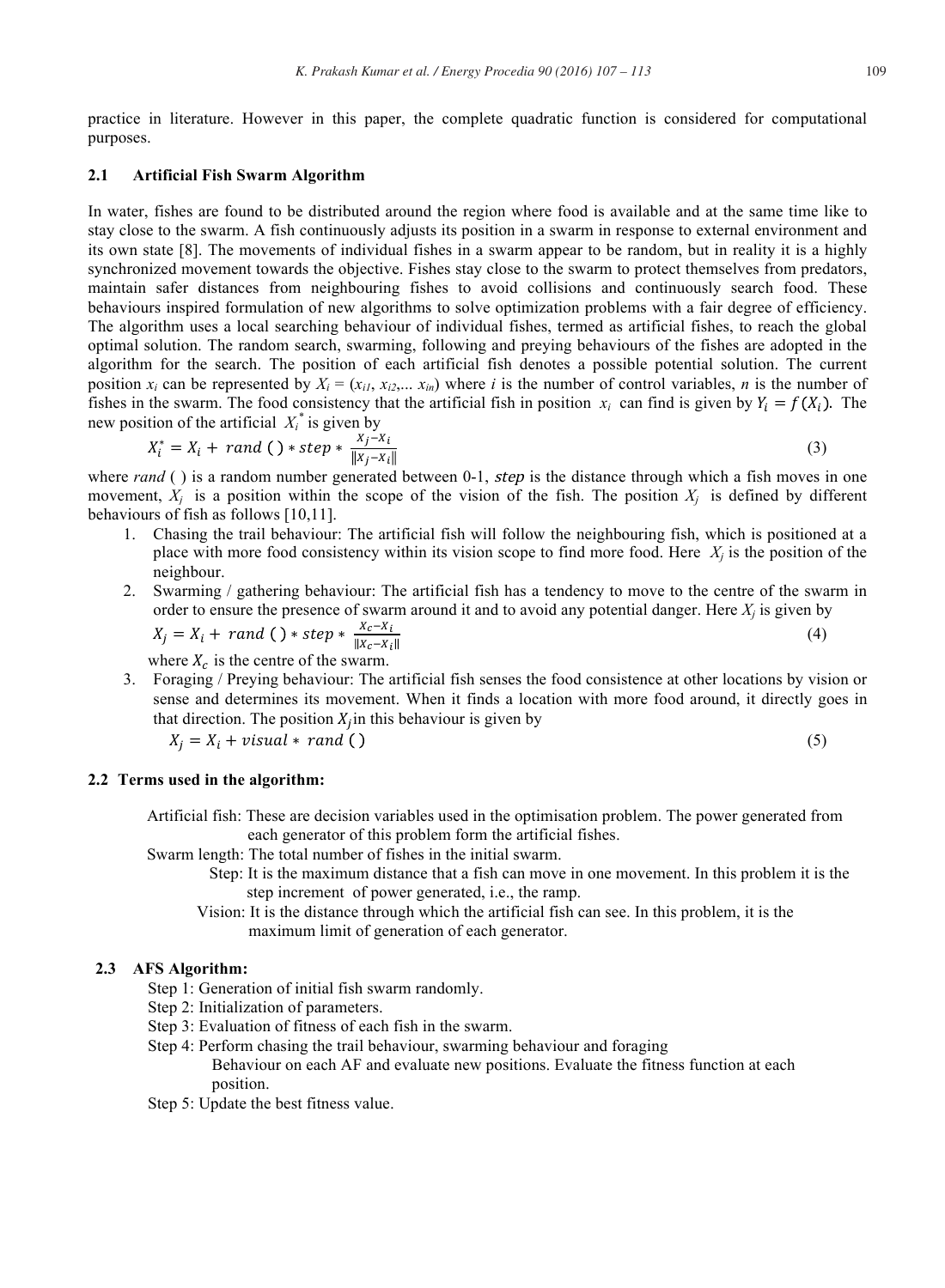practice in literature. However in this paper, the complete quadratic function is considered for computational purposes.

### 2.1 Artificial Fish Swarm Algorithm

In water, fishes are found to be distributed around the region where food is available and at the same time like to stay close to the swarm. A fish continuously adjusts its position in a swarm in response to external environment and its own state [8]. The movements of individual fishes in a swarm appear to be random, but in reality it is a highly synchronized movement towards the objective. Fishes stay close to the swarm to protect themselves from predators, maintain safer distances from neighbouring fishes to avoid collisions and continuously search food. These behaviours inspired formulation of new algorithms to solve optimization problems with a fair degree of efficiency. The algorithm uses a local searching behaviour of individual fishes, termed as artificial fishes, to reach the global optimal solution. The random search, swarming, following and preying behaviours of the fishes are adopted in the algorithm for the search. The position of each artificial fish denotes a possible potential solution. The current position $x_i$ can be represented by $X_i = (x_{i1}, x_{i2},... x_{in})$ where $i$ is the number of control variables, $n$ is the number of fishes in the swarm. The food consistency that the artificial fish in position $x_i$ can find is given by $Y_i = f(X_i)$. The new position of the artificial $X_i^*$ is given by

$$X_i^* = X_i + rand\,() * step * \frac{X_j - X_i}{\|X_j - X_i\|} \tag{3}$$

where *rand* ( ) is a random number generated between 0-1, $step$ is the distance through which a fish moves in one movement, $X_j$ is a position within the scope of the vision of the fish. The position $X_j$ is defined by different behaviours of fish as follows [10,11].

1. Chasing the trail behaviour: The artificial fish will follow the neighbouring fish, which is positioned at a place with more food consistency within its vision scope to find more food. Here $X_j$ is the position of the neighbour.
2. Swarming / gathering behaviour: The artificial fish has a tendency to move to the centre of the swarm in order to ensure the presence of swarm around it and to avoid any potential danger. Here $X_j$ is given by

   $$X_j = X_i + rand\,() * step * \frac{X_c - X_i}{\|X_c - X_i\|} \tag{4}$$

   where $X_c$ is the centre of the swarm.
3. Foraging / Preying behaviour: The artificial fish senses the food consistence at other locations by vision or sense and determines its movement. When it finds a location with more food around, it directly goes in that direction. The position $X_j$ in this behaviour is given by

   $$X_j = X_i + visual * rand\,() \tag{5}$$

### 2.2 Terms used in the algorithm:

Artificial fish: These are decision variables used in the optimisation problem. The power generated from each generator of this problem form the artificial fishes.

Swarm length: The total number of fishes in the initial swarm.

Step: It is the maximum distance that a fish can move in one movement. In this problem it is the step increment of power generated, i.e., the ramp.

Vision: It is the distance through which the artificial fish can see. In this problem, it is the maximum limit of generation of each generator.

### 2.3 AFS Algorithm:

Step 1: Generation of initial fish swarm randomly.

Step 2: Initialization of parameters.

Step 3: Evaluation of fitness of each fish in the swarm.

Step 4: Perform chasing the trail behaviour, swarming behaviour and foraging Behaviour on each AF and evaluate new positions. Evaluate the fitness function at each position.

Step 5: Update the best fitness value.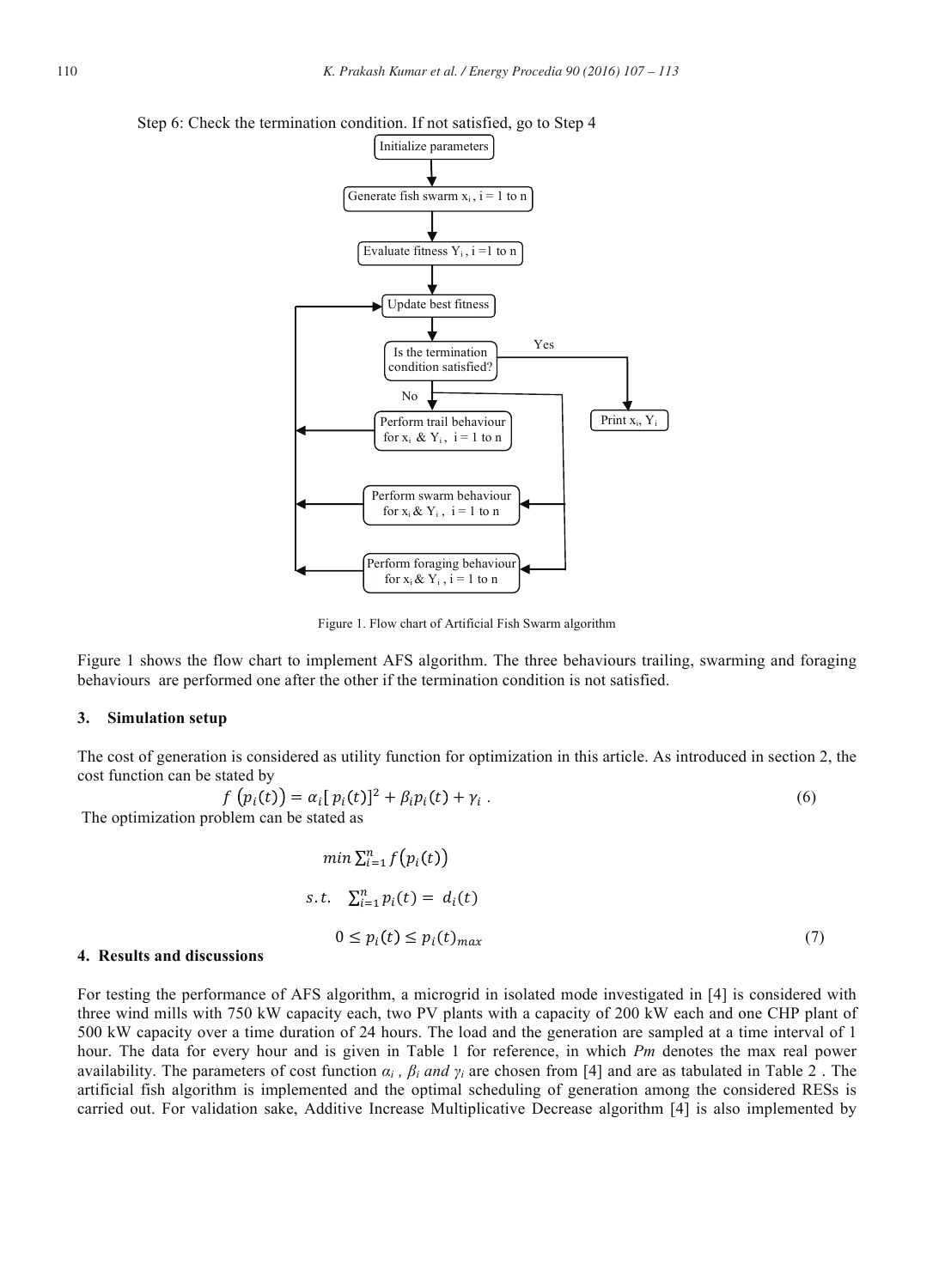Step 6: Check the termination condition. If not satisfied, go to Step 4

Figure 1. Flow chart of Artificial Fish Swarm algorithm

Figure 1 shows the flow chart to implement AFS algorithm. The three behaviours trailing, swarming and foraging behaviours are performed one after the other if the termination condition is not satisfied.

## 3. Simulation setup

The cost of generation is considered as utility function for optimization in this article. As introduced in section 2, the cost function can be stated by

$$f\left(p_i(t)\right) = \alpha_i[\,p_i(t)]^2 + \beta_i p_i(t) + \gamma_i \,. \tag{6}$$

The optimization problem can be stated as

$$\min \sum_{i=1}^{n} f\left(p_i(t)\right)$$

$$s.t. \quad \sum_{i=1}^{n} p_i(t) = d_i(t)$$

$$0 \le p_i(t) \le p_i(t)_{max} \tag{7}$$

## 4. Results and discussions

For testing the performance of AFS algorithm, a microgrid in isolated mode investigated in [4] is considered with three wind mills with 750 kW capacity each, two PV plants with a capacity of 200 kW each and one CHP plant of 500 kW capacity over a time duration of 24 hours. The load and the generation are sampled at a time interval of 1 hour. The data for every hour and is given in Table 1 for reference, in which *Pm* denotes the max real power availability. The parameters of cost function $\alpha_i$ , $\beta_i$ and $\gamma_i$ are chosen from [4] and are as tabulated in Table 2 . The artificial fish algorithm is implemented and the optimal scheduling of generation among the considered RESs is carried out. For validation sake, Additive Increase Multiplicative Decrease algorithm [4] is also implemented by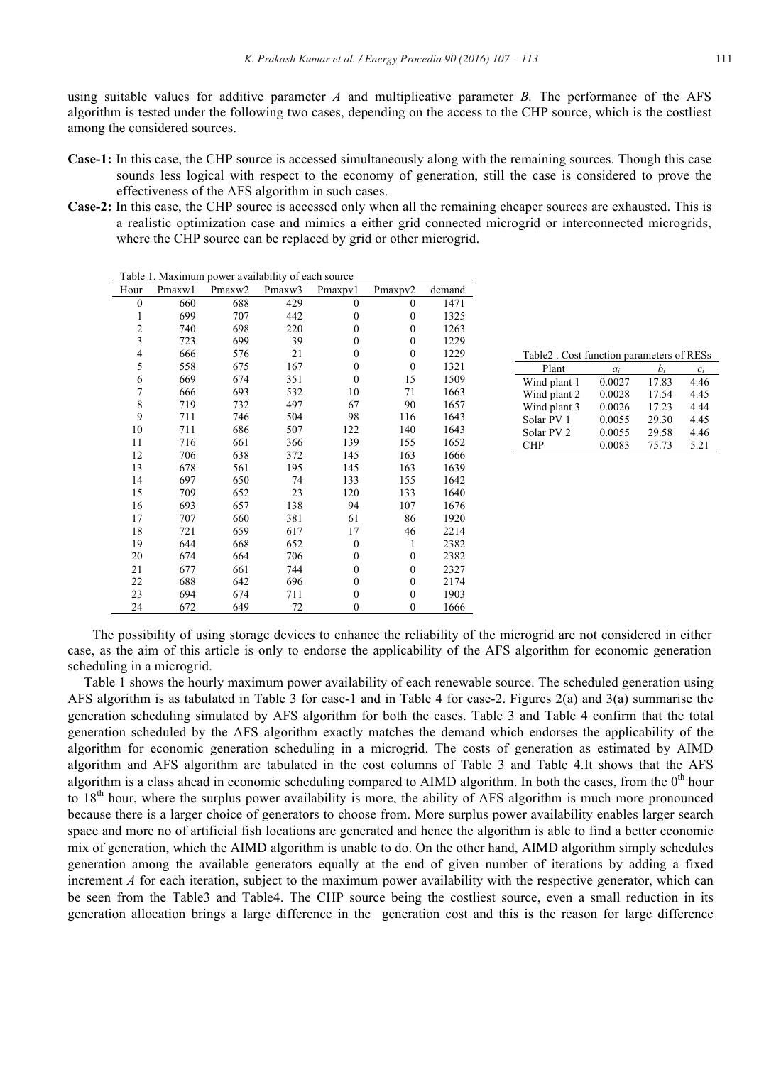using suitable values for additive parameter *A* and multiplicative parameter *B.* The performance of the AFS algorithm is tested under the following two cases, depending on the access to the CHP source, which is the costliest among the considered sources.

**Case-1:** In this case, the CHP source is accessed simultaneously along with the remaining sources. Though this case sounds less logical with respect to the economy of generation, still the case is considered to prove the effectiveness of the AFS algorithm in such cases.

**Case-2:** In this case, the CHP source is accessed only when all the remaining cheaper sources are exhausted. This is a realistic optimization case and mimics a either grid connected microgrid or interconnected microgrids, where the CHP source can be replaced by grid or other microgrid.

Table 1. Maximum power availability of each source

| Hour | Pmaxw1 | Pmaxw2 | Pmaxw3 | Pmaxpv1 | Pmaxpv2 | demand |
|---|---|---|---|---|---|---|
| 0 | 660 | 688 | 429 | 0 | 0 | 1471 |
| 1 | 699 | 707 | 442 | 0 | 0 | 1325 |
| 2 | 740 | 698 | 220 | 0 | 0 | 1263 |
| 3 | 723 | 699 | 39 | 0 | 0 | 1229 |
| 4 | 666 | 576 | 21 | 0 | 0 | 1229 |
| 5 | 558 | 675 | 167 | 0 | 0 | 1321 |
| 6 | 669 | 674 | 351 | 0 | 15 | 1509 |
| 7 | 666 | 693 | 532 | 10 | 71 | 1663 |
| 8 | 719 | 732 | 497 | 67 | 90 | 1657 |
| 9 | 711 | 746 | 504 | 98 | 116 | 1643 |
| 10 | 711 | 686 | 507 | 122 | 140 | 1643 |
| 11 | 716 | 661 | 366 | 139 | 155 | 1652 |
| 12 | 706 | 638 | 372 | 145 | 163 | 1666 |
| 13 | 678 | 561 | 195 | 145 | 163 | 1639 |
| 14 | 697 | 650 | 74 | 133 | 155 | 1642 |
| 15 | 709 | 652 | 23 | 120 | 133 | 1640 |
| 16 | 693 | 657 | 138 | 94 | 107 | 1676 |
| 17 | 707 | 660 | 381 | 61 | 86 | 1920 |
| 18 | 721 | 659 | 617 | 17 | 46 | 2214 |
| 19 | 644 | 668 | 652 | 0 | 1 | 2382 |
| 20 | 674 | 664 | 706 | 0 | 0 | 2382 |
| 21 | 677 | 661 | 744 | 0 | 0 | 2327 |
| 22 | 688 | 642 | 696 | 0 | 0 | 2174 |
| 23 | 694 | 674 | 711 | 0 | 0 | 1903 |
| 24 | 672 | 649 | 72 | 0 | 0 | 1666 |

Table2 . Cost function parameters of RESs

| Plant | $a_i$ | $b_i$ | $c_i$ |
|---|---|---|---|
| Wind plant 1 | 0.0027 | 17.83 | 4.46 |
| Wind plant 2 | 0.0028 | 17.54 | 4.45 |
| Wind plant 3 | 0.0026 | 17.23 | 4.44 |
| Solar PV 1 | 0.0055 | 29.30 | 4.45 |
| Solar PV 2 | 0.0055 | 29.58 | 4.46 |
| CHP | 0.0083 | 75.73 | 5.21 |

The possibility of using storage devices to enhance the reliability of the microgrid are not considered in either case, as the aim of this article is only to endorse the applicability of the AFS algorithm for economic generation scheduling in a microgrid.

Table 1 shows the hourly maximum power availability of each renewable source. The scheduled generation using AFS algorithm is as tabulated in Table 3 for case-1 and in Table 4 for case-2. Figures 2(a) and 3(a) summarise the generation scheduling simulated by AFS algorithm for both the cases. Table 3 and Table 4 confirm that the total generation scheduled by the AFS algorithm exactly matches the demand which endorses the applicability of the algorithm for economic generation scheduling in a microgrid. The costs of generation as estimated by AIMD algorithm and AFS algorithm are tabulated in the cost columns of Table 3 and Table 4.It shows that the AFS algorithm is a class ahead in economic scheduling compared to AIMD algorithm. In both the cases, from the 0$^{th}$ hour to 18$^{th}$ hour, where the surplus power availability is more, the ability of AFS algorithm is much more pronounced because there is a larger choice of generators to choose from. More surplus power availability enables larger search space and more no of artificial fish locations are generated and hence the algorithm is able to find a better economic mix of generation, which the AIMD algorithm is unable to do. On the other hand, AIMD algorithm simply schedules generation among the available generators equally at the end of given number of iterations by adding a fixed increment *A* for each iteration, subject to the maximum power availability with the respective generator, which can be seen from the Table3 and Table4. The CHP source being the costliest source, even a small reduction in its generation allocation brings a large difference in the generation cost and this is the reason for large difference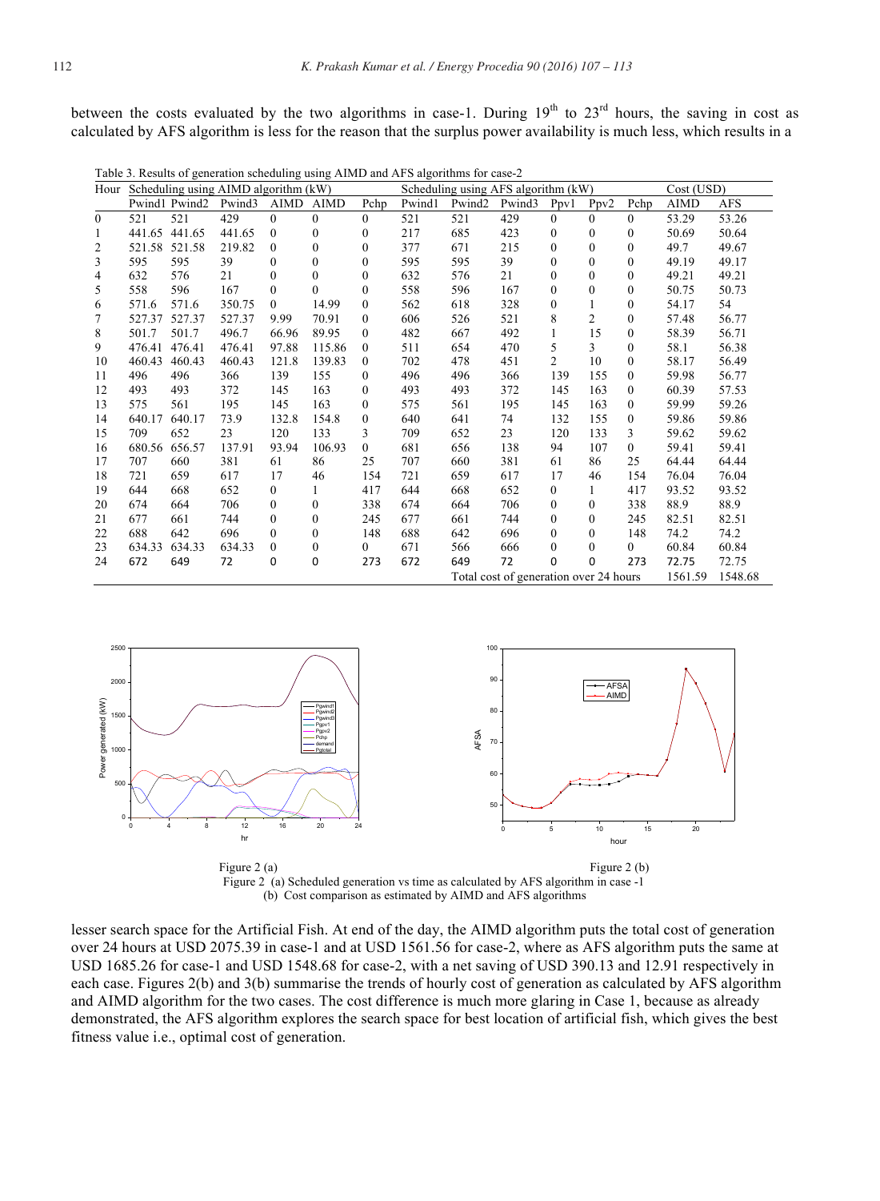between the costs evaluated by the two algorithms in case-1. During 19th to 23rd hours, the saving in cost as calculated by AFS algorithm is less for the reason that the surplus power availability is much less, which results in a

Table 3. Results of generation scheduling using AIMD and AFS algorithms for case-2

| Hour | Scheduling using AIMD algorithm (kW) | | | | | | Scheduling using AFS algorithm (kW) | | | | | | Cost (USD) | |
|---|---|---|---|---|---|---|---|---|---|---|---|---|---|---|
| | Pwind1 | Pwind2 | Pwind3 | AIMD | AIMD | Pchp | Pwind1 | Pwind2 | Pwind3 | Ppv1 | Ppv2 | Pchp | AIMD | AFS |
| 0 | 521 | 521 | 429 | 0 | 0 | 0 | 521 | 521 | 429 | 0 | 0 | 0 | 53.29 | 53.26 |
| 1 | 441.65 | 441.65 | 441.65 | 0 | 0 | 0 | 217 | 685 | 423 | 0 | 0 | 0 | 50.69 | 50.64 |
| 2 | 521.58 | 521.58 | 219.82 | 0 | 0 | 0 | 377 | 671 | 215 | 0 | 0 | 0 | 49.7 | 49.67 |
| 3 | 595 | 595 | 39 | 0 | 0 | 0 | 595 | 595 | 39 | 0 | 0 | 0 | 49.19 | 49.17 |
| 4 | 632 | 576 | 21 | 0 | 0 | 0 | 632 | 576 | 21 | 0 | 0 | 0 | 49.21 | 49.21 |
| 5 | 558 | 596 | 167 | 0 | 0 | 0 | 558 | 596 | 167 | 0 | 0 | 0 | 50.75 | 50.73 |
| 6 | 571.6 | 571.6 | 350.75 | 0 | 14.99 | 0 | 562 | 618 | 328 | 0 | 1 | 0 | 54.17 | 54 |
| 7 | 527.37 | 527.37 | 527.37 | 9.99 | 70.91 | 0 | 606 | 526 | 521 | 8 | 2 | 0 | 57.48 | 56.77 |
| 8 | 501.7 | 501.7 | 496.7 | 66.96 | 89.95 | 0 | 482 | 667 | 492 | 1 | 15 | 0 | 58.39 | 56.71 |
| 9 | 476.41 | 476.41 | 476.41 | 97.88 | 115.86 | 0 | 511 | 654 | 470 | 5 | 3 | 0 | 58.1 | 56.38 |
| 10 | 460.43 | 460.43 | 460.43 | 121.8 | 139.83 | 0 | 702 | 478 | 451 | 2 | 10 | 0 | 58.17 | 56.49 |
| 11 | 496 | 496 | 366 | 139 | 155 | 0 | 496 | 496 | 366 | 139 | 155 | 0 | 59.98 | 56.77 |
| 12 | 493 | 493 | 372 | 145 | 163 | 0 | 493 | 493 | 372 | 145 | 163 | 0 | 60.39 | 57.53 |
| 13 | 575 | 561 | 195 | 145 | 163 | 0 | 575 | 561 | 195 | 145 | 163 | 0 | 59.99 | 59.26 |
| 14 | 640.17 | 640.17 | 73.9 | 132.8 | 154.8 | 0 | 640 | 641 | 74 | 132 | 155 | 0 | 59.86 | 59.86 |
| 15 | 709 | 652 | 23 | 120 | 133 | 3 | 709 | 652 | 23 | 120 | 133 | 3 | 59.62 | 59.62 |
| 16 | 680.56 | 656.57 | 137.91 | 93.94 | 106.93 | 0 | 681 | 656 | 138 | 94 | 107 | 0 | 59.41 | 59.41 |
| 17 | 707 | 660 | 381 | 61 | 86 | 25 | 707 | 660 | 381 | 61 | 86 | 25 | 64.44 | 64.44 |
| 18 | 721 | 659 | 617 | 17 | 46 | 154 | 721 | 659 | 617 | 17 | 46 | 154 | 76.04 | 76.04 |
| 19 | 644 | 668 | 652 | 0 | 1 | 417 | 644 | 668 | 652 | 0 | 1 | 417 | 93.52 | 93.52 |
| 20 | 674 | 664 | 706 | 0 | 0 | 338 | 674 | 664 | 706 | 0 | 0 | 338 | 88.9 | 88.9 |
| 21 | 677 | 661 | 744 | 0 | 0 | 245 | 677 | 661 | 744 | 0 | 0 | 245 | 82.51 | 82.51 |
| 22 | 688 | 642 | 696 | 0 | 0 | 148 | 688 | 642 | 696 | 0 | 0 | 148 | 74.2 | 74.2 |
| 23 | 634.33 | 634.33 | 634.33 | 0 | 0 | 0 | 671 | 566 | 666 | 0 | 0 | 0 | 60.84 | 60.84 |
| 24 | 672 | 649 | 72 | 0 | 0 | 273 | 672 | 649 | 72 | 0 | 0 | 273 | 72.75 | 72.75 |
| | | | | | | | Total cost of generation over 24 hours | | | | | | 1561.59 | 1548.68 |

Figure 2 (a) Figure 2 (b)

Figure 2 (a) Scheduled generation vs time as calculated by AFS algorithm in case -1
(b) Cost comparison as estimated by AIMD and AFS algorithms

lesser search space for the Artificial Fish. At end of the day, the AIMD algorithm puts the total cost of generation over 24 hours at USD 2075.39 in case-1 and at USD 1561.56 for case-2, where as AFS algorithm puts the same at USD 1685.26 for case-1 and USD 1548.68 for case-2, with a net saving of USD 390.13 and 12.91 respectively in each case. Figures 2(b) and 3(b) summarise the trends of hourly cost of generation as calculated by AFS algorithm and AIMD algorithm for the two cases. The cost difference is much more glaring in Case 1, because as already demonstrated, the AFS algorithm explores the search space for best location of artificial fish, which gives the best fitness value i.e., optimal cost of generation.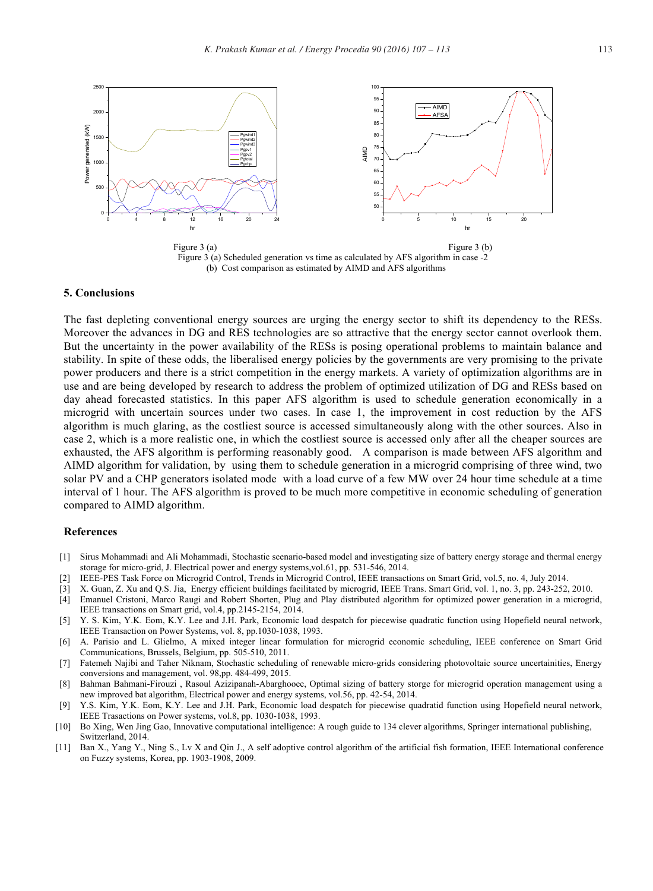2500
2000
1500
1000
500
0
0 4 8 12 16 20 24
hr
Power generated (kW)
Pgwind1
Pgwind2
Pgwind3
Pgpv1
Pgpv2
Pgtotal
Pgchp

100
95
90
85
80
75
70
65
60
55
50
0 5 10 15 20
hr
AIMD
AIMD
AFSA

Figure 3 (a) Figure 3 (b)

Figure 3 (a) Scheduled generation vs time as calculated by AFS algorithm in case -2
(b) Cost comparison as estimated by AIMD and AFS algorithms

## 5. Conclusions

The fast depleting conventional energy sources are urging the energy sector to shift its dependency to the RESs. Moreover the advances in DG and RES technologies are so attractive that the energy sector cannot overlook them. But the uncertainty in the power availability of the RESs is posing operational problems to maintain balance and stability. In spite of these odds, the liberalised energy policies by the governments are very promising to the private power producers and there is a strict competition in the energy markets. A variety of optimization algorithms are in use and are being developed by research to address the problem of optimized utilization of DG and RESs based on day ahead forecasted statistics. In this paper AFS algorithm is used to schedule generation economically in a microgrid with uncertain sources under two cases. In case 1, the improvement in cost reduction by the AFS algorithm is much glaring, as the costliest source is accessed simultaneously along with the other sources. Also in case 2, which is a more realistic one, in which the costliest source is accessed only after all the cheaper sources are exhausted, the AFS algorithm is performing reasonably good. A comparison is made between AFS algorithm and AIMD algorithm for validation, by using them to schedule generation in a microgrid comprising of three wind, two solar PV and a CHP generators isolated mode with a load curve of a few MW over 24 hour time schedule at a time interval of 1 hour. The AFS algorithm is proved to be much more competitive in economic scheduling of generation compared to AIMD algorithm.

## References

[1] Sirus Mohammadi and Ali Mohammadi, Stochastic scenario-based model and investigating size of battery energy storage and thermal energy storage for micro-grid, J. Electrical power and energy systems,vol.61, pp. 531-546, 2014.

[2] IEEE-PES Task Force on Microgrid Control, Trends in Microgrid Control, IEEE transactions on Smart Grid, vol.5, no. 4, July 2014.

[3] X. Guan, Z. Xu and Q.S. Jia, Energy efficient buildings facilitated by microgrid, IEEE Trans. Smart Grid, vol. 1, no. 3, pp. 243-252, 2010.

[4] Emanuel Cristoni, Marco Raugi and Robert Shorten, Plug and Play distributed algorithm for optimized power generation in a microgrid, IEEE transactions on Smart grid, vol.4, pp.2145-2154, 2014.

[5] Y. S. Kim, Y.K. Eom, K.Y. Lee and J.H. Park, Economic load despatch for piecewise quadratic function using Hopefield neural network, IEEE Transaction on Power Systems, vol. 8, pp.1030-1038, 1993.

[6] A. Parisio and L. Glielmo, A mixed integer linear formulation for microgrid economic scheduling, IEEE conference on Smart Grid Communications, Brussels, Belgium, pp. 505-510, 2011.

[7] Fatemeh Najibi and Taher Niknam, Stochastic scheduling of renewable micro-grids considering photovoltaic source uncertainities, Energy conversions and management, vol. 98,pp. 484-499, 2015.

[8] Bahman Bahmani-Firouzi , Rasoul Azizipanah-Abarghooee, Optimal sizing of battery storge for microgrid operation management using a new improved bat algorithm, Electrical power and energy systems, vol.56, pp. 42-54, 2014.

[9] Y.S. Kim, Y.K. Eom, K.Y. Lee and J.H. Park, Economic load despatch for piecewise quadratid function using Hopefield neural network, IEEE Trasactions on Power systems, vol.8, pp. 1030-1038, 1993.

[10] Bo Xing, Wen Jing Gao, Innovative computational intelligence: A rough guide to 134 clever algorithms, Springer international publishing, Switzerland, 2014.

[11] Ban X., Yang Y., Ning S., Lv X and Qin J., A self adoptive control algorithm of the artificial fish formation, IEEE International conference on Fuzzy systems, Korea, pp. 1903-1908, 2009.